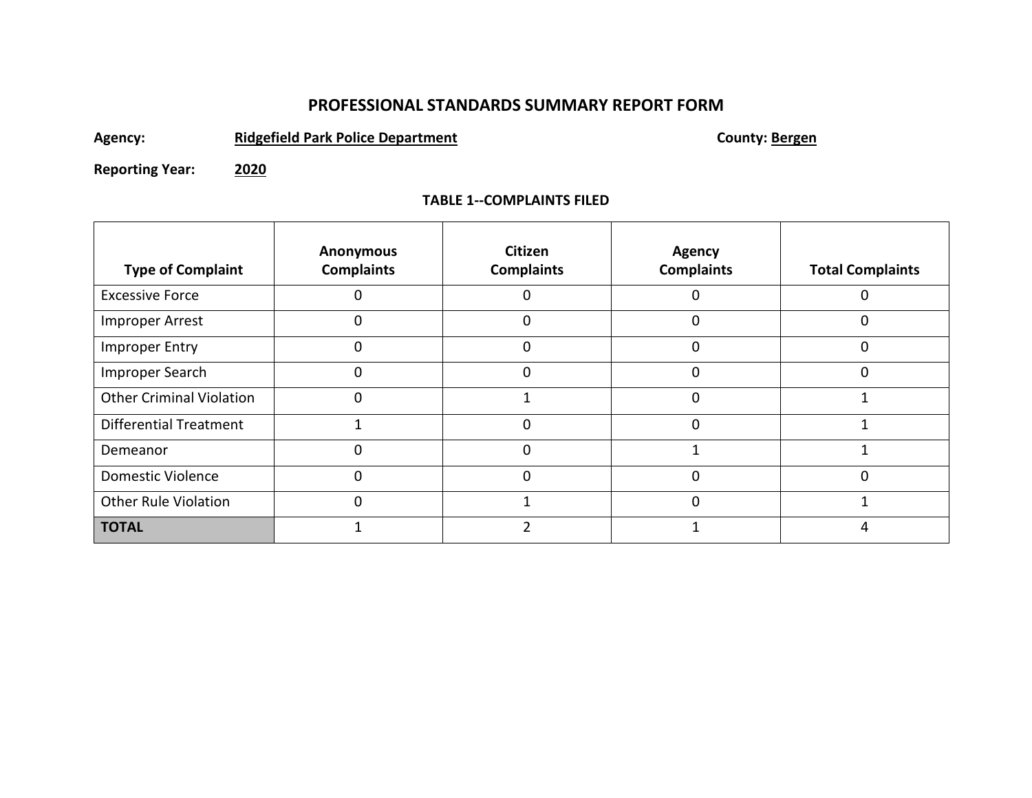# PROFESSIONAL STANDARDS SUMMARY REPORT FORM

**Agency:** **Ridgefield Park Police Department** **County: Bergen**

**Reporting Year:** **2020**

**TABLE 1--COMPLAINTS FILED**

| Type of Complaint | Anonymous Complaints | Citizen Complaints | Agency Complaints | Total Complaints |
|---|---|---|---|---|
| Excessive Force | 0 | 0 | 0 | 0 |
| Improper Arrest | 0 | 0 | 0 | 0 |
| Improper Entry | 0 | 0 | 0 | 0 |
| Improper Search | 0 | 0 | 0 | 0 |
| Other Criminal Violation | 0 | 1 | 0 | 1 |
| Differential Treatment | 1 | 0 | 0 | 1 |
| Demeanor | 0 | 0 | 1 | 1 |
| Domestic Violence | 0 | 0 | 0 | 0 |
| Other Rule Violation | 0 | 1 | 0 | 1 |
| **TOTAL** | 1 | 2 | 1 | 4 |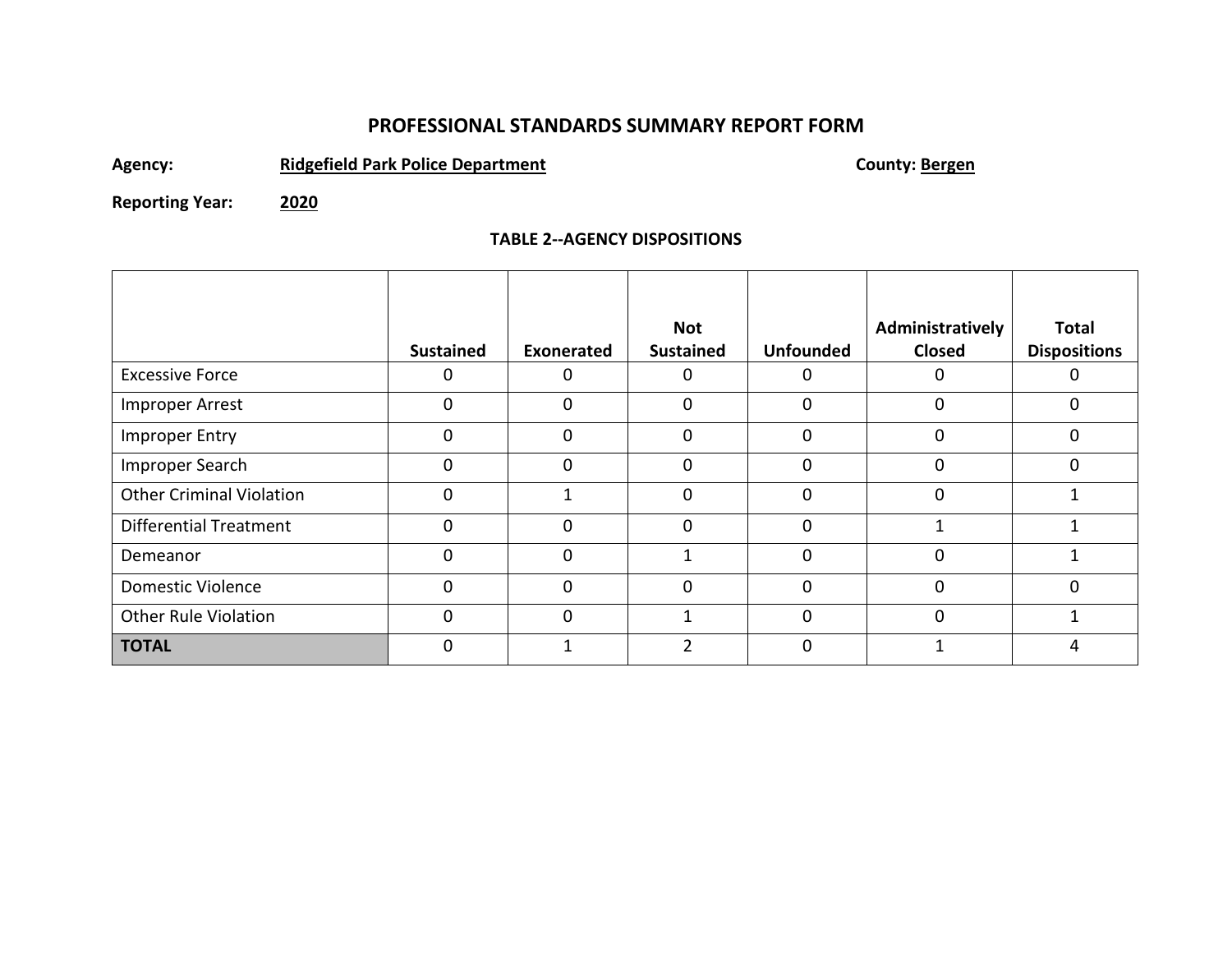## PROFESSIONAL STANDARDS SUMMARY REPORT FORM

**Agency:** **Ridgefield Park Police Department** **County: Bergen**

**Reporting Year:** **2020**

### TABLE 2--AGENCY DISPOSITIONS

| | Sustained | Exonerated | Not Sustained | Unfounded | Administratively Closed | Total Dispositions |
|---|---|---|---|---|---|---|
| Excessive Force | 0 | 0 | 0 | 0 | 0 | 0 |
| Improper Arrest | 0 | 0 | 0 | 0 | 0 | 0 |
| Improper Entry | 0 | 0 | 0 | 0 | 0 | 0 |
| Improper Search | 0 | 0 | 0 | 0 | 0 | 0 |
| Other Criminal Violation | 0 | 1 | 0 | 0 | 0 | 1 |
| Differential Treatment | 0 | 0 | 0 | 0 | 1 | 1 |
| Demeanor | 0 | 0 | 1 | 0 | 0 | 1 |
| Domestic Violence | 0 | 0 | 0 | 0 | 0 | 0 |
| Other Rule Violation | 0 | 0 | 1 | 0 | 0 | 1 |
| **TOTAL** | 0 | 1 | 2 | 0 | 1 | 4 |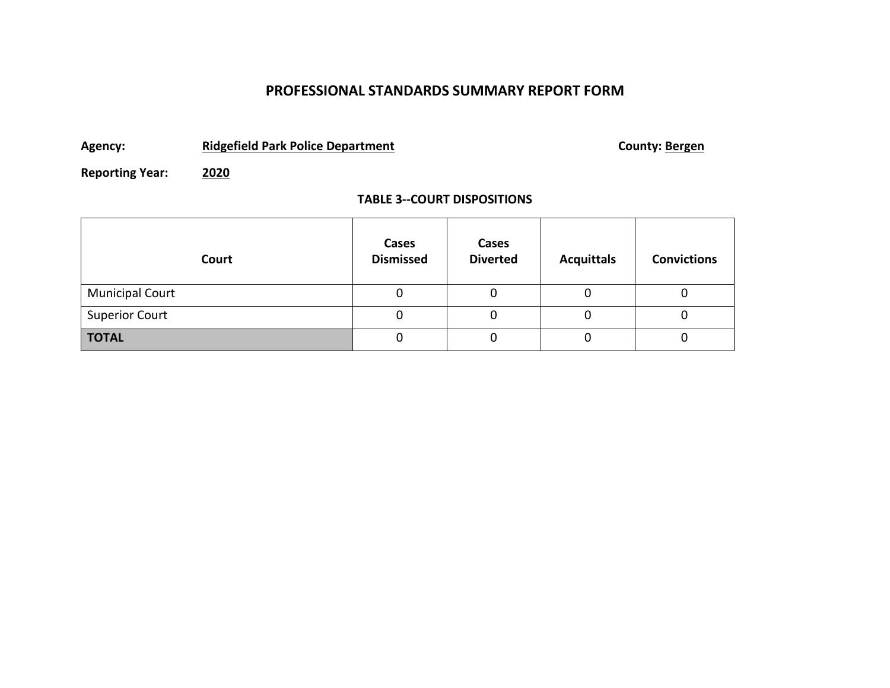# PROFESSIONAL STANDARDS SUMMARY REPORT FORM

**Agency:** **Ridgefield Park Police Department** **County: Bergen**

**Reporting Year:** **2020**

### TABLE 3--COURT DISPOSITIONS

| Court | Cases Dismissed | Cases Diverted | Acquittals | Convictions |
|---|---|---|---|---|
| Municipal Court | 0 | 0 | 0 | 0 |
| Superior Court | 0 | 0 | 0 | 0 |
| **TOTAL** | 0 | 0 | 0 | 0 |